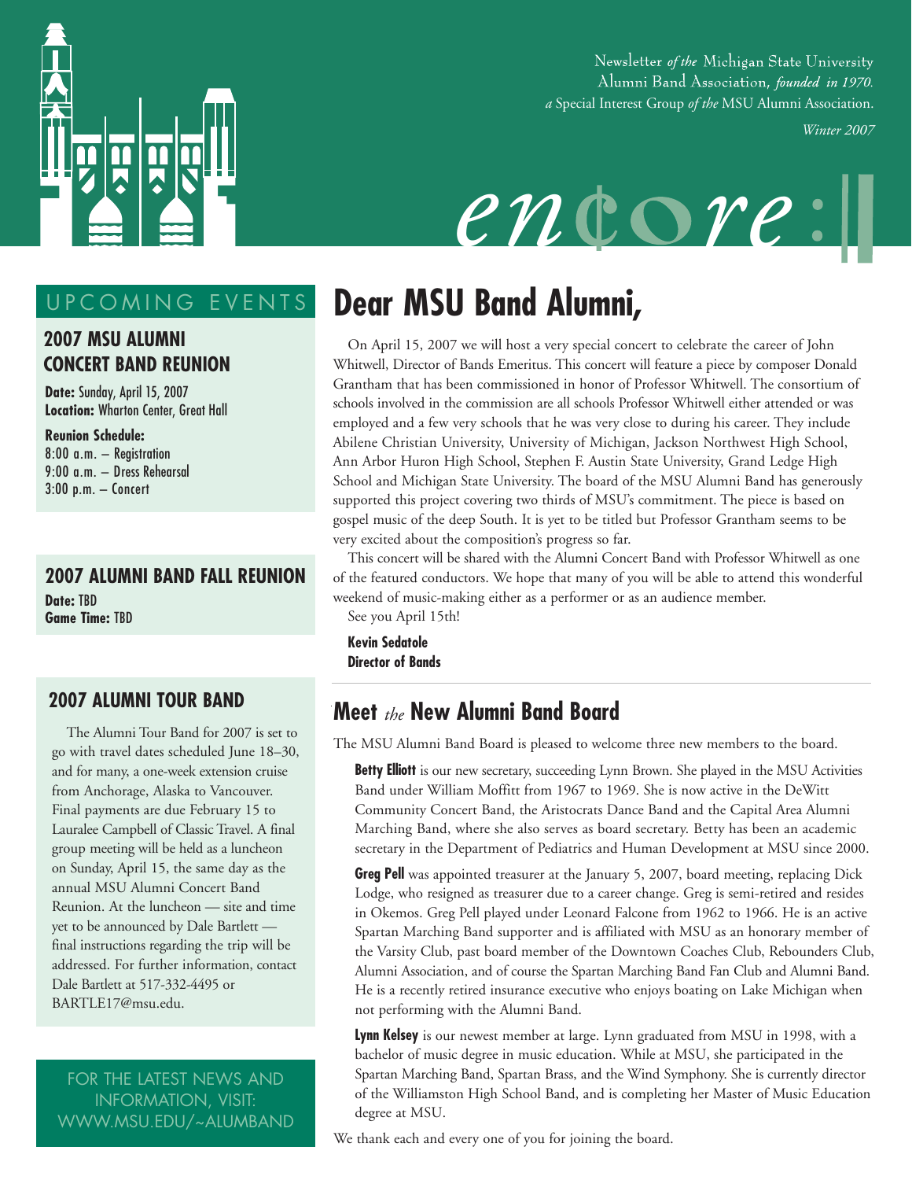Newsletter *of the* Michigan State University Alumni Band Association, *founded in 1970.*
*a* Special Interest Group *of the* MSU Alumni Association.

*Winter 2007*

# encore:

## UPCOMING EVENTS

### 2007 MSU ALUMNI CONCERT BAND REUNION

**Date:** Sunday, April 15, 2007
**Location:** Wharton Center, Great Hall

**Reunion Schedule:**
8:00 a.m. – Registration
9:00 a.m. – Dress Rehearsal
3:00 p.m. – Concert

### 2007 ALUMNI BAND FALL REUNION

**Date:** TBD
**Game Time:** TBD

### 2007 ALUMNI TOUR BAND

The Alumni Tour Band for 2007 is set to go with travel dates scheduled June 18–30, and for many, a one-week extension cruise from Anchorage, Alaska to Vancouver. Final payments are due February 15 to Lauralee Campbell of Classic Travel. A final group meeting will be held as a luncheon on Sunday, April 15, the same day as the annual MSU Alumni Concert Band Reunion. At the luncheon — site and time yet to be announced by Dale Bartlett — final instructions regarding the trip will be addressed. For further information, contact Dale Bartlett at 517-332-4495 or BARTLE17@msu.edu.

FOR THE LATEST NEWS AND INFORMATION, VISIT: WWW.MSU.EDU/~ALUMBAND

# Dear MSU Band Alumni,

On April 15, 2007 we will host a very special concert to celebrate the career of John Whitwell, Director of Bands Emeritus. This concert will feature a piece by composer Donald Grantham that has been commissioned in honor of Professor Whitwell. The consortium of schools involved in the commission are all schools Professor Whitwell either attended or was employed and a few very schools that he was very close to during his career. They include Abilene Christian University, University of Michigan, Jackson Northwest High School, Ann Arbor Huron High School, Stephen F. Austin State University, Grand Ledge High School and Michigan State University. The board of the MSU Alumni Band has generously supported this project covering two thirds of MSU's commitment. The piece is based on gospel music of the deep South. It is yet to be titled but Professor Grantham seems to be very excited about the composition's progress so far.

This concert will be shared with the Alumni Concert Band with Professor Whitwell as one of the featured conductors. We hope that many of you will be able to attend this wonderful weekend of music-making either as a performer or as an audience member.

See you April 15th!

**Kevin Sedatole**
**Director of Bands**

## Meet *the* New Alumni Band Board

The MSU Alumni Band Board is pleased to welcome three new members to the board.

**Betty Elliott** is our new secretary, succeeding Lynn Brown. She played in the MSU Activities Band under William Moffitt from 1967 to 1969. She is now active in the DeWitt Community Concert Band, the Aristocrats Dance Band and the Capital Area Alumni Marching Band, where she also serves as board secretary. Betty has been an academic secretary in the Department of Pediatrics and Human Development at MSU since 2000.

**Greg Pell** was appointed treasurer at the January 5, 2007, board meeting, replacing Dick Lodge, who resigned as treasurer due to a career change. Greg is semi-retired and resides in Okemos. Greg Pell played under Leonard Falcone from 1962 to 1966. He is an active Spartan Marching Band supporter and is affiliated with MSU as an honorary member of the Varsity Club, past board member of the Downtown Coaches Club, Rebounders Club, Alumni Association, and of course the Spartan Marching Band Fan Club and Alumni Band. He is a recently retired insurance executive who enjoys boating on Lake Michigan when not performing with the Alumni Band.

**Lynn Kelsey** is our newest member at large. Lynn graduated from MSU in 1998, with a bachelor of music degree in music education. While at MSU, she participated in the Spartan Marching Band, Spartan Brass, and the Wind Symphony. She is currently director of the Williamston High School Band, and is completing her Master of Music Education degree at MSU.

We thank each and every one of you for joining the board.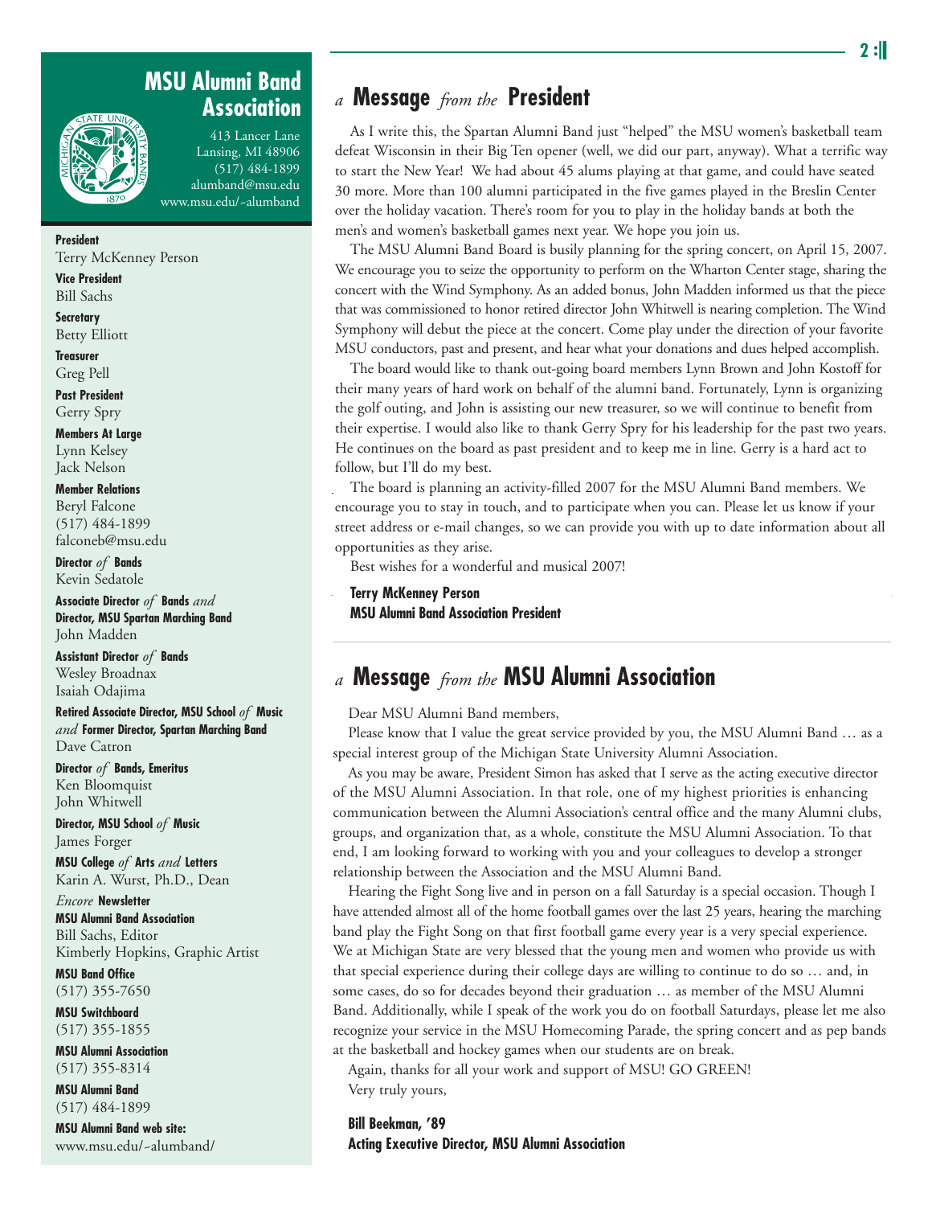## MSU Alumni Band Association

413 Lancer Lane
Lansing, MI 48906
(517) 484-1899
alumband@msu.edu
www.msu.edu/~alumband

**President**
Terry McKenney Person

**Vice President**
Bill Sachs

**Secretary**
Betty Elliott

**Treasurer**
Greg Pell

**Past President**
Gerry Spry

**Members At Large**
Lynn Kelsey
Jack Nelson

**Member Relations**
Beryl Falcone
(517) 484-1899
falconeb@msu.edu

**Director *of* Bands**
Kevin Sedatole

**Associate Director *of* Bands *and* Director, MSU Spartan Marching Band**
John Madden

**Assistant Director *of* Bands**
Wesley Broadnax
Isaiah Odajima

**Retired Associate Director, MSU School *of* Music *and* Former Director, Spartan Marching Band**
Dave Catron

**Director *of* Bands, Emeritus**
Ken Bloomquist
John Whitwell

**Director, MSU School *of* Music**
James Forger

**MSU College *of* Arts *and* Letters**
Karin A. Wurst, Ph.D., Dean

***Encore* Newsletter**
**MSU Alumni Band Association**
Bill Sachs, Editor
Kimberly Hopkins, Graphic Artist

**MSU Band Office**
(517) 355-7650

**MSU Switchboard**
(517) 355-1855

**MSU Alumni Association**
(517) 355-8314

**MSU Alumni Band**
(517) 484-1899

**MSU Alumni Band web site:**
www.msu.edu/~alumband/

## *a* Message *from the* President

As I write this, the Spartan Alumni Band just "helped" the MSU women's basketball team defeat Wisconsin in their Big Ten opener (well, we did our part, anyway). What a terrific way to start the New Year! We had about 45 alums playing at that game, and could have seated 30 more. More than 100 alumni participated in the five games played in the Breslin Center over the holiday vacation. There's room for you to play in the holiday bands at both the men's and women's basketball games next year. We hope you join us.

The MSU Alumni Band Board is busily planning for the spring concert, on April 15, 2007. We encourage you to seize the opportunity to perform on the Wharton Center stage, sharing the concert with the Wind Symphony. As an added bonus, John Madden informed us that the piece that was commissioned to honor retired director John Whitwell is nearing completion. The Wind Symphony will debut the piece at the concert. Come play under the direction of your favorite MSU conductors, past and present, and hear what your donations and dues helped accomplish.

The board would like to thank out-going board members Lynn Brown and John Kostoff for their many years of hard work on behalf of the alumni band. Fortunately, Lynn is organizing the golf outing, and John is assisting our new treasurer, so we will continue to benefit from their expertise. I would also like to thank Gerry Spry for his leadership for the past two years. He continues on the board as past president and to keep me in line. Gerry is a hard act to follow, but I'll do my best.

The board is planning an activity-filled 2007 for the MSU Alumni Band members. We encourage you to stay in touch, and to participate when you can. Please let us know if your street address or e-mail changes, so we can provide you with up to date information about all opportunities as they arise.

Best wishes for a wonderful and musical 2007!

**Terry McKenney Person**
**MSU Alumni Band Association President**

## *a* Message *from the* MSU Alumni Association

Dear MSU Alumni Band members,

Please know that I value the great service provided by you, the MSU Alumni Band … as a special interest group of the Michigan State University Alumni Association.

As you may be aware, President Simon has asked that I serve as the acting executive director of the MSU Alumni Association. In that role, one of my highest priorities is enhancing communication between the Alumni Association's central office and the many Alumni clubs, groups, and organization that, as a whole, constitute the MSU Alumni Association. To that end, I am looking forward to working with you and your colleagues to develop a stronger relationship between the Association and the MSU Alumni Band.

Hearing the Fight Song live and in person on a fall Saturday is a special occasion. Though I have attended almost all of the home football games over the last 25 years, hearing the marching band play the Fight Song on that first football game every year is a very special experience. We at Michigan State are very blessed that the young men and women who provide us with that special experience during their college days are willing to continue to do so … and, in some cases, do so for decades beyond their graduation … as member of the MSU Alumni Band. Additionally, while I speak of the work you do on football Saturdays, please let me also recognize your service in the MSU Homecoming Parade, the spring concert and as pep bands at the basketball and hockey games when our students are on break.

Again, thanks for all your work and support of MSU! GO GREEN!

Very truly yours,

**Bill Beekman, '89**
**Acting Executive Director, MSU Alumni Association**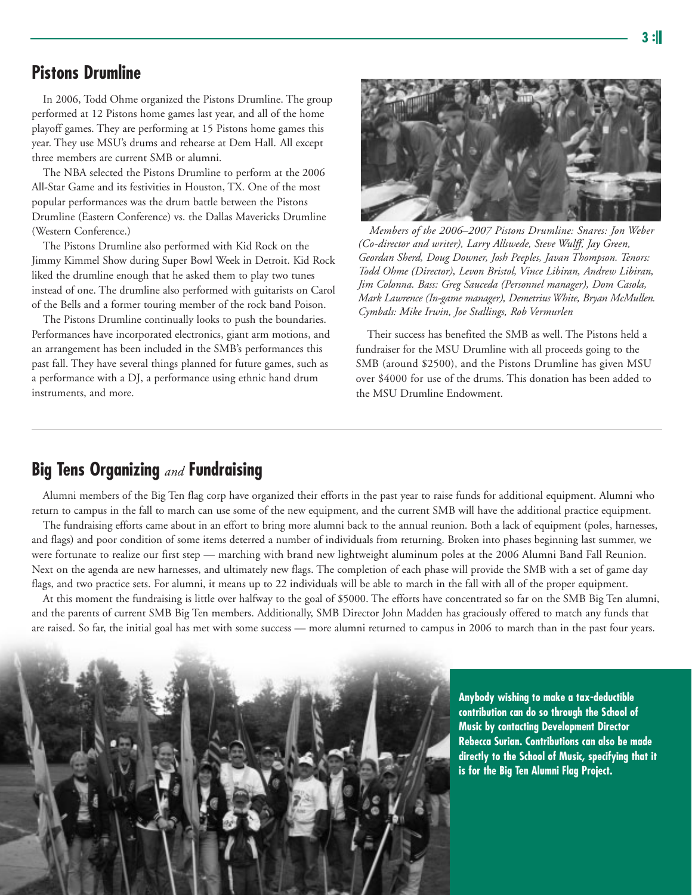## Pistons Drumline

In 2006, Todd Ohme organized the Pistons Drumline. The group performed at 12 Pistons home games last year, and all of the home playoff games. They are performing at 15 Pistons home games this year. They use MSU's drums and rehearse at Dem Hall. All except three members are current SMB or alumni.

The NBA selected the Pistons Drumline to perform at the 2006 All-Star Game and its festivities in Houston, TX. One of the most popular performances was the drum battle between the Pistons Drumline (Eastern Conference) vs. the Dallas Mavericks Drumline (Western Conference.)

The Pistons Drumline also performed with Kid Rock on the Jimmy Kimmel Show during Super Bowl Week in Detroit. Kid Rock liked the drumline enough that he asked them to play two tunes instead of one. The drumline also performed with guitarists on Carol of the Bells and a former touring member of the rock band Poison.

The Pistons Drumline continually looks to push the boundaries. Performances have incorporated electronics, giant arm motions, and an arrangement has been included in the SMB's performances this past fall. They have several things planned for future games, such as a performance with a DJ, a performance using ethnic hand drum instruments, and more.

*Members of the 2006–2007 Pistons Drumline: Snares: Jon Weber (Co-director and writer), Larry Allswede, Steve Wulff, Jay Green, Geordan Sherd, Doug Downer, Josh Peeples, Javan Thompson. Tenors: Todd Ohme (Director), Levon Bristol, Vince Libiran, Andrew Libiran, Jim Colonna. Bass: Greg Sauceda (Personnel manager), Dom Casola, Mark Lawrence (In-game manager), Demetrius White, Bryan McMullen. Cymbals: Mike Irwin, Joe Stallings, Rob Vermurlen*

Their success has benefited the SMB as well. The Pistons held a fundraiser for the MSU Drumline with all proceeds going to the SMB (around $2500), and the Pistons Drumline has given MSU over $4000 for use of the drums. This donation has been added to the MSU Drumline Endowment.

## Big Tens Organizing *and* Fundraising

Alumni members of the Big Ten flag corp have organized their efforts in the past year to raise funds for additional equipment. Alumni who return to campus in the fall to march can use some of the new equipment, and the current SMB will have the additional practice equipment.

The fundraising efforts came about in an effort to bring more alumni back to the annual reunion. Both a lack of equipment (poles, harnesses, and flags) and poor condition of some items deterred a number of individuals from returning. Broken into phases beginning last summer, we were fortunate to realize our first step — marching with brand new lightweight aluminum poles at the 2006 Alumni Band Fall Reunion. Next on the agenda are new harnesses, and ultimately new flags. The completion of each phase will provide the SMB with a set of game day flags, and two practice sets. For alumni, it means up to 22 individuals will be able to march in the fall with all of the proper equipment.

At this moment the fundraising is little over halfway to the goal of $5000. The efforts have concentrated so far on the SMB Big Ten alumni, and the parents of current SMB Big Ten members. Additionally, SMB Director John Madden has graciously offered to match any funds that are raised. So far, the initial goal has met with some success — more alumni returned to campus in 2006 to march than in the past four years.

**Anybody wishing to make a tax-deductible contribution can do so through the School of Music by contacting Development Director Rebecca Surian. Contributions can also be made directly to the School of Music, specifying that it is for the Big Ten Alumni Flag Project.**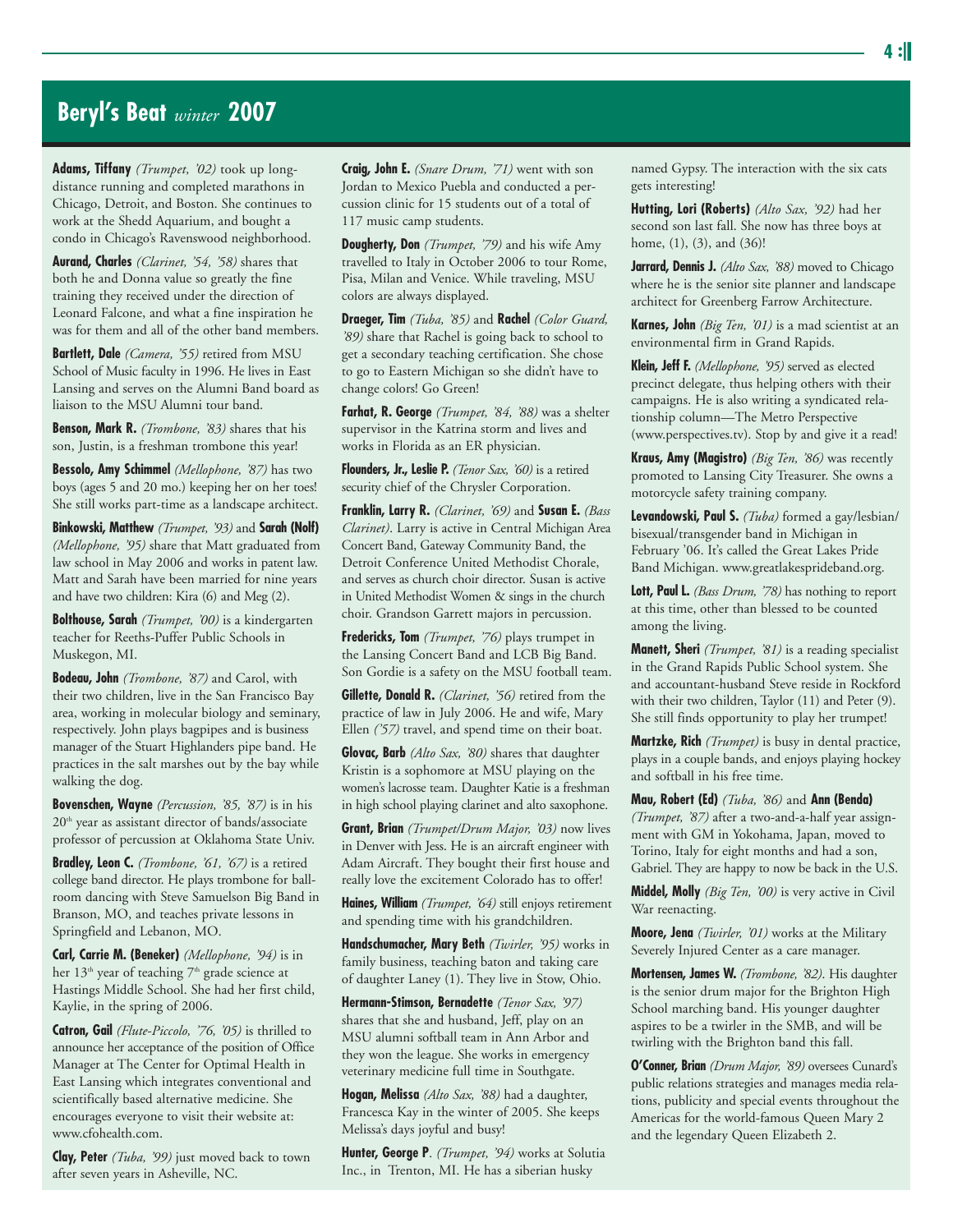## Beryl's Beat *winter* 2007

**Adams, Tiffany** *(Trumpet, '02)* took up long-distance running and completed marathons in Chicago, Detroit, and Boston. She continues to work at the Shedd Aquarium, and bought a condo in Chicago's Ravenswood neighborhood.

**Aurand, Charles** *(Clarinet, '54, '58)* shares that both he and Donna value so greatly the fine training they received under the direction of Leonard Falcone, and what a fine inspiration he was for them and all of the other band members.

**Bartlett, Dale** *(Camera, '55)* retired from MSU School of Music faculty in 1996. He lives in East Lansing and serves on the Alumni Band board as liaison to the MSU Alumni tour band.

**Benson, Mark R.** *(Trombone, '83)* shares that his son, Justin, is a freshman trombone this year!

**Bessolo, Amy Schimmel** *(Mellophone, '87)* has two boys (ages 5 and 20 mo.) keeping her on her toes! She still works part-time as a landscape architect.

**Binkowski, Matthew** *(Trumpet, '93)* and **Sarah (Nolf)** *(Mellophone, '95)* share that Matt graduated from law school in May 2006 and works in patent law. Matt and Sarah have been married for nine years and have two children: Kira (6) and Meg (2).

**Bolthouse, Sarah** *(Trumpet, '00)* is a kindergarten teacher for Reeths-Puffer Public Schools in Muskegon, MI.

**Bodeau, John** *(Trombone, '87)* and Carol, with their two children, live in the San Francisco Bay area, working in molecular biology and seminary, respectively. John plays bagpipes and is business manager of the Stuart Highlanders pipe band. He practices in the salt marshes out by the bay while walking the dog.

**Bovenschen, Wayne** *(Percussion, '85, '87)* is in his 20th year as assistant director of bands/associate professor of percussion at Oklahoma State Univ.

**Bradley, Leon C.** *(Trombone, '61, '67)* is a retired college band director. He plays trombone for ballroom dancing with Steve Samuelson Big Band in Branson, MO, and teaches private lessons in Springfield and Lebanon, MO.

**Carl, Carrie M. (Beneker)** *(Mellophone, '94)* is in her 13th year of teaching 7th grade science at Hastings Middle School. She had her first child, Kaylie, in the spring of 2006.

**Catron, Gail** *(Flute-Piccolo, '76, '05)* is thrilled to announce her acceptance of the position of Office Manager at The Center for Optimal Health in East Lansing which integrates conventional and scientifically based alternative medicine. She encourages everyone to visit their website at: www.cfohealth.com.

**Clay, Peter** *(Tuba, '99)* just moved back to town after seven years in Asheville, NC.

**Craig, John E.** *(Snare Drum, '71)* went with son Jordan to Mexico Puebla and conducted a percussion clinic for 15 students out of a total of 117 music camp students.

**Dougherty, Don** *(Trumpet, '79)* and his wife Amy travelled to Italy in October 2006 to tour Rome, Pisa, Milan and Venice. While traveling, MSU colors are always displayed.

**Draeger, Tim** *(Tuba, '85)* and **Rachel** *(Color Guard, '89)* share that Rachel is going back to school to get a secondary teaching certification. She chose to go to Eastern Michigan so she didn't have to change colors! Go Green!

**Farhat, R. George** *(Trumpet, '84, '88)* was a shelter supervisor in the Katrina storm and lives and works in Florida as an ER physician.

**Flounders, Jr., Leslie P.** *(Tenor Sax, '60)* is a retired security chief of the Chrysler Corporation.

**Franklin, Larry R.** *(Clarinet, '69)* and **Susan E.** *(Bass Clarinet)*. Larry is active in Central Michigan Area Concert Band, Gateway Community Band, the Detroit Conference United Methodist Chorale, and serves as church choir director. Susan is active in United Methodist Women & sings in the church choir. Grandson Garrett majors in percussion.

**Fredericks, Tom** *(Trumpet, '76)* plays trumpet in the Lansing Concert Band and LCB Big Band. Son Gordie is a safety on the MSU football team.

**Gillette, Donald R.** *(Clarinet, '56)* retired from the practice of law in July 2006. He and wife, Mary Ellen *('57)* travel, and spend time on their boat.

**Glovac, Barb** *(Alto Sax, '80)* shares that daughter Kristin is a sophomore at MSU playing on the women's lacrosse team. Daughter Katie is a freshman in high school playing clarinet and alto saxophone.

**Grant, Brian** *(Trumpet/Drum Major, '03)* now lives in Denver with Jess. He is an aircraft engineer with Adam Aircraft. They bought their first house and really love the excitement Colorado has to offer!

**Haines, William** *(Trumpet, '64)* still enjoys retirement and spending time with his grandchildren.

**Handschumacher, Mary Beth** *(Twirler, '95)* works in family business, teaching baton and taking care of daughter Laney (1). They live in Stow, Ohio.

**Hermann-Stimson, Bernadette** *(Tenor Sax, '97)* shares that she and husband, Jeff, play on an MSU alumni softball team in Ann Arbor and they won the league. She works in emergency veterinary medicine full time in Southgate.

**Hogan, Melissa** *(Alto Sax, '88)* had a daughter, Francesca Kay in the winter of 2005. She keeps Melissa's days joyful and busy!

**Hunter, George P**. *(Trumpet, '94)* works at Solutia Inc., in Trenton, MI. He has a siberian husky named Gypsy. The interaction with the six cats gets interesting!

**Hutting, Lori (Roberts)** *(Alto Sax, '92)* had her second son last fall. She now has three boys at home, (1), (3), and (36)!

**Jarrard, Dennis J.** *(Alto Sax, '88)* moved to Chicago where he is the senior site planner and landscape architect for Greenberg Farrow Architecture.

**Karnes, John** *(Big Ten, '01)* is a mad scientist at an environmental firm in Grand Rapids.

**Klein, Jeff F.** *(Mellophone, '95)* served as elected precinct delegate, thus helping others with their campaigns. He is also writing a syndicated relationship column—The Metro Perspective (www.perspectives.tv). Stop by and give it a read!

**Kraus, Amy (Magistro)** *(Big Ten, '86)* was recently promoted to Lansing City Treasurer. She owns a motorcycle safety training company.

**Levandowski, Paul S.** *(Tuba)* formed a gay/lesbian/bisexual/transgender band in Michigan in February '06. It's called the Great Lakes Pride Band Michigan. www.greatlakesprideband.org.

**Lott, Paul L.** *(Bass Drum, '78)* has nothing to report at this time, other than blessed to be counted among the living.

**Manett, Sheri** *(Trumpet, '81)* is a reading specialist in the Grand Rapids Public School system. She and accountant-husband Steve reside in Rockford with their two children, Taylor (11) and Peter (9). She still finds opportunity to play her trumpet!

**Martzke, Rich** *(Trumpet)* is busy in dental practice, plays in a couple bands, and enjoys playing hockey and softball in his free time.

**Mau, Robert (Ed)** *(Tuba, '86)* and **Ann (Benda)** *(Trumpet, '87)* after a two-and-a-half year assignment with GM in Yokohama, Japan, moved to Torino, Italy for eight months and had a son, Gabriel. They are happy to now be back in the U.S.

**Middel, Molly** *(Big Ten, '00)* is very active in Civil War reenacting.

**Moore, Jena** *(Twirler, '01)* works at the Military Severely Injured Center as a care manager.

**Mortensen, James W.** *(Trombone, '82)*. His daughter is the senior drum major for the Brighton High School marching band. His younger daughter aspires to be a twirler in the SMB, and will be twirling with the Brighton band this fall.

**O'Conner, Brian** *(Drum Major, '89)* oversees Cunard's public relations strategies and manages media relations, publicity and special events throughout the Americas for the world-famous Queen Mary 2 and the legendary Queen Elizabeth 2.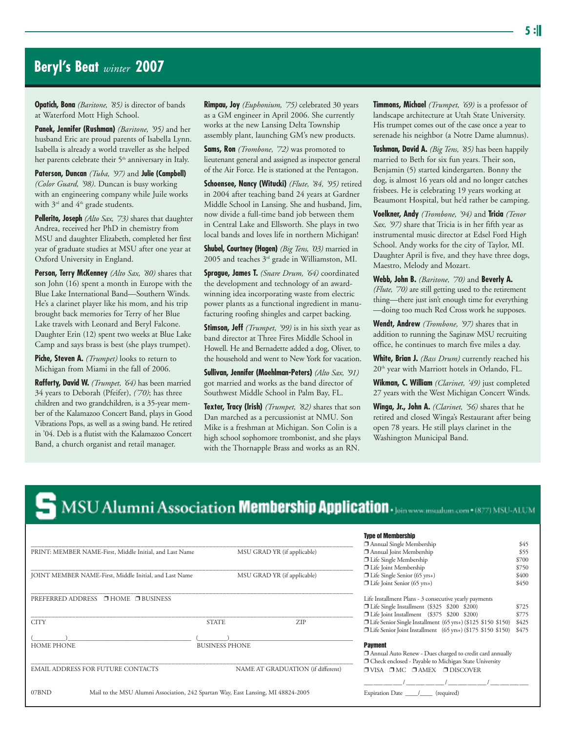## Beryl's Beat *winter* 2007

**Opatich, Bona** *(Baritone, '85)* is director of bands at Waterford Mott High School.

**Panek, Jennifer (Rushman)** *(Baritone, '95)* and her husband Eric are proud parents of Isabella Lynn. Isabella is already a world traveller as she helped her parents celebrate their 5th anniversary in Italy.

**Paterson, Duncan** *(Tuba, '97)* and **Julie (Campbell)** *(Color Guard, '98)*. Duncan is busy working with an engineering company while Juile works with 3rd and 4th grade students.

**Pellerito, Joseph** *(Alto Sax, '73)* shares that daughter Andrea, received her PhD in chemistry from MSU and daughter Elizabeth, completed her first year of graduate studies at MSU after one year at Oxford University in England.

**Person, Terry McKenney** *(Alto Sax, '80)* shares that son John (16) spent a month in Europe with the Blue Lake International Band—Southern Winds. He's a clarinet player like his mom, and his trip brought back memories for Terry of her Blue Lake travels with Leonard and Beryl Falcone. Daughter Erin (12) spent two weeks at Blue Lake Camp and says brass is best (she plays trumpet).

**Piche, Steven A.** *(Trumpet)* looks to return to Michigan from Miami in the fall of 2006.

**Rafferty, David W.** *(Trumpet, '64)* has been married 34 years to Deborah (Pfeifer), *('70)*; has three children and two grandchildren, is a 35-year member of the Kalamazoo Concert Band, plays in Good Vibrations Pops, as well as a swing band. He retired in '04. Deb is a flutist with the Kalamazoo Concert Band, a church organist and retail manager.

**Rimpau, Joy** *(Euphonium, '75)* celebrated 30 years as a GM engineer in April 2006. She currently works at the new Lansing Delta Township assembly plant, launching GM's new products.

**Sams, Ron** *(Trombone, '72)* was promoted to lieutenant general and assigned as inspector general of the Air Force. He is stationed at the Pentagon.

**Schoensee, Nancy (Witucki)** *(Flute, '84, '95)* retired in 2004 after teaching band 24 years at Gardner Middle School in Lansing. She and husband, Jim, now divide a full-time band job between them in Central Lake and Ellsworth. She plays in two local bands and loves life in northern Michigan!

**Shubel, Courtney (Hagen)** *(Big Tens, '03)* married in 2005 and teaches 3rd grade in Williamston, MI.

**Sprague, James T.** *(Snare Drum, '64)* coordinated the development and technology of an award-winning idea incorporating waste from electric power plants as a functional ingredient in manufacturing roofing shingles and carpet backing.

**Stimson, Jeff** *(Trumpet, '99)* is in his sixth year as band director at Three Fires Middle School in Howell. He and Bernadette added a dog, Oliver, to the household and went to New York for vacation.

**Sullivan, Jennifer (Moehlman-Peters)** *(Alto Sax, '91)* got married and works as the band director of Southwest Middle School in Palm Bay, FL.

**Texter, Tracy (Irish)** *(Trumpet, '82)* shares that son Dan marched as a percussionist at NMU. Son Mike is a freshman at Michigan. Son Colin is a high school sophomore trombonist, and she plays with the Thornapple Brass and works as an RN.

**Timmons, Michael** *(Trumpet, '69)* is a professor of landscape architecture at Utah State University. His trumpet comes out of the case once a year to serenade his neighbor (a Notre Dame alumnus).

**Tushman, David A.** *(Big Tens, '85)* has been happily married to Beth for six fun years. Their son, Benjamin (5) started kindergarten. Bonny the dog, is almost 16 years old and no longer catches frisbees. He is celebrating 19 years working at Beaumont Hospital, but he'd rather be camping.

**Voelkner, Andy** *(Trombone, '94)* and **Tricia** *(Tenor Sax, '97)* share that Tricia is in her fifth year as instrumental music director at Edsel Ford High School. Andy works for the city of Taylor, MI. Daughter April is five, and they have three dogs, Maestro, Melody and Mozart.

**Webb, John B.** *(Baritone, '70)* and **Beverly A.** *(Flute, '70)* are still getting used to the retirement thing—there just isn't enough time for everything—doing too much Red Cross work he supposes.

**Wendt, Andrew** *(Trombone, '97)* shares that in addition to running the Saginaw MSU recruiting office, he continues to march five miles a day.

**White, Brian J.** *(Bass Drum)* currently reached his 20th year with Marriott hotels in Orlando, FL.

**Wikman, C. William** *(Clarinet, '49)* just completed 27 years with the West Michigan Concert Winds.

**Winga, Jr., John A.** *(Clarinet, '56)* shares that he retired and closed Winga's Restaurant after being open 78 years. He still plays clarinet in the Washington Municipal Band.

## MSU Alumni Association **Membership Application** • Join www.msualum.com • (877) MSU-ALUM

PRINT: MEMBER NAME-First, Middle Initial, and Last Name ______ MSU GRAD YR (if applicable) ______

JOINT MEMBER NAME-First, Middle Initial, and Last Name ______ MSU GRAD YR (if applicable) ______

PREFERRED ADDRESS ❒ HOME ❒ BUSINESS ______

CITY ______ STATE ______ ZIP ______

HOME PHONE ( ) ______ BUSINESS PHONE ( ) ______

EMAIL ADDRESS FOR FUTURE CONTACTS ______ NAME AT GRADUATION (if different) ______

07BND Mail to the MSU Alumni Association, 242 Spartan Way, East Lansing, MI 48824-2005

**Type of Membership**

| | |
|---|---|
| ❒ Annual Single Membership | $45 |
| ❒ Annual Joint Membership | $55 |
| ❒ Life Single Membership | $700 |
| ❒ Life Joint Membership | $750 |
| ❒ Life Single Senior (65 yrs+) | $400 |
| ❒ Life Joint Senior (65 yrs+) | $450 |

Life Installment Plans - 3 consecutive yearly payments

| | |
|---|---|
| ❒ Life Single Installment ($325 $200 $200) | $725 |
| ❒ Life Joint Installment ($375 $200 $200) | $775 |
| ❒ Life Senior Single Installment (65 yrs+) ($125 $150 $150) | $425 |
| ❒ Life Senior Joint Installment (65 yrs+) ($175 $150 $150) | $475 |

**Payment**

❒ Annual Auto Renew - Dues charged to credit card annually
❒ Check enclosed - Payable to Michigan State University
❒ VISA ❒ MC ❒ AMEX ❒ DISCOVER

____/____/____/____

Expiration Date ____/____ (required)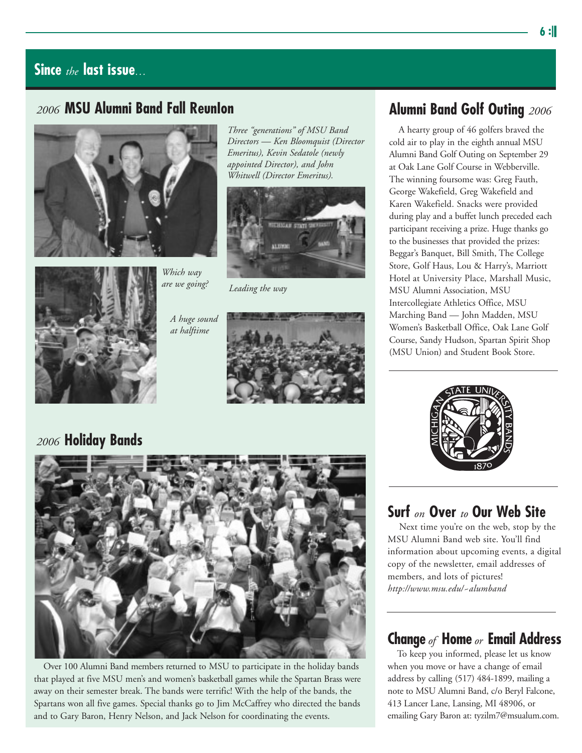## Since *the* last issue…

## *2006* MSU Alumni Band Fall Reunion

*Three "generations" of MSU Band Directors — Ken Bloomquist (Director Emeritus), Kevin Sedatole (newly appointed Director), and John Whitwell (Director Emeritus).*

*Which way are we going?*

*Leading the way*

*A huge sound at halftime*

## *2006* Holiday Bands

Over 100 Alumni Band members returned to MSU to participate in the holiday bands that played at five MSU men's and women's basketball games while the Spartan Brass were away on their semester break. The bands were terrific! With the help of the bands, the Spartans won all five games. Special thanks go to Jim McCaffrey who directed the bands and to Gary Baron, Henry Nelson, and Jack Nelson for coordinating the events.

## Alumni Band Golf Outing *2006*

A hearty group of 46 golfers braved the cold air to play in the eighth annual MSU Alumni Band Golf Outing on September 29 at Oak Lane Golf Course in Webberville. The winning foursome was: Greg Fauth, George Wakefield, Greg Wakefield and Karen Wakefield. Snacks were provided during play and a buffet lunch preceded each participant receiving a prize. Huge thanks go to the businesses that provided the prizes: Beggar's Banquet, Bill Smith, The College Store, Golf Haus, Lou & Harry's, Marriott Hotel at University Place, Marshall Music, MSU Alumni Association, MSU Intercollegiate Athletics Office, MSU Marching Band — John Madden, MSU Women's Basketball Office, Oak Lane Golf Course, Sandy Hudson, Spartan Spirit Shop (MSU Union) and Student Book Store.

MICHIGAN STATE UNIVERSITY BANDS 1870

## Surf *on* Over *to* Our Web Site

Next time you're on the web, stop by the MSU Alumni Band web site. You'll find information about upcoming events, a digital copy of the newsletter, email addresses of members, and lots of pictures!
*http://www.msu.edu/~alumband*

## Change *of* Home *or* Email Address

To keep you informed, please let us know when you move or have a change of email address by calling (517) 484-1899, mailing a note to MSU Alumni Band, c/o Beryl Falcone, 413 Lancer Lane, Lansing, MI 48906, or emailing Gary Baron at: tyzilm7@msualum.com.